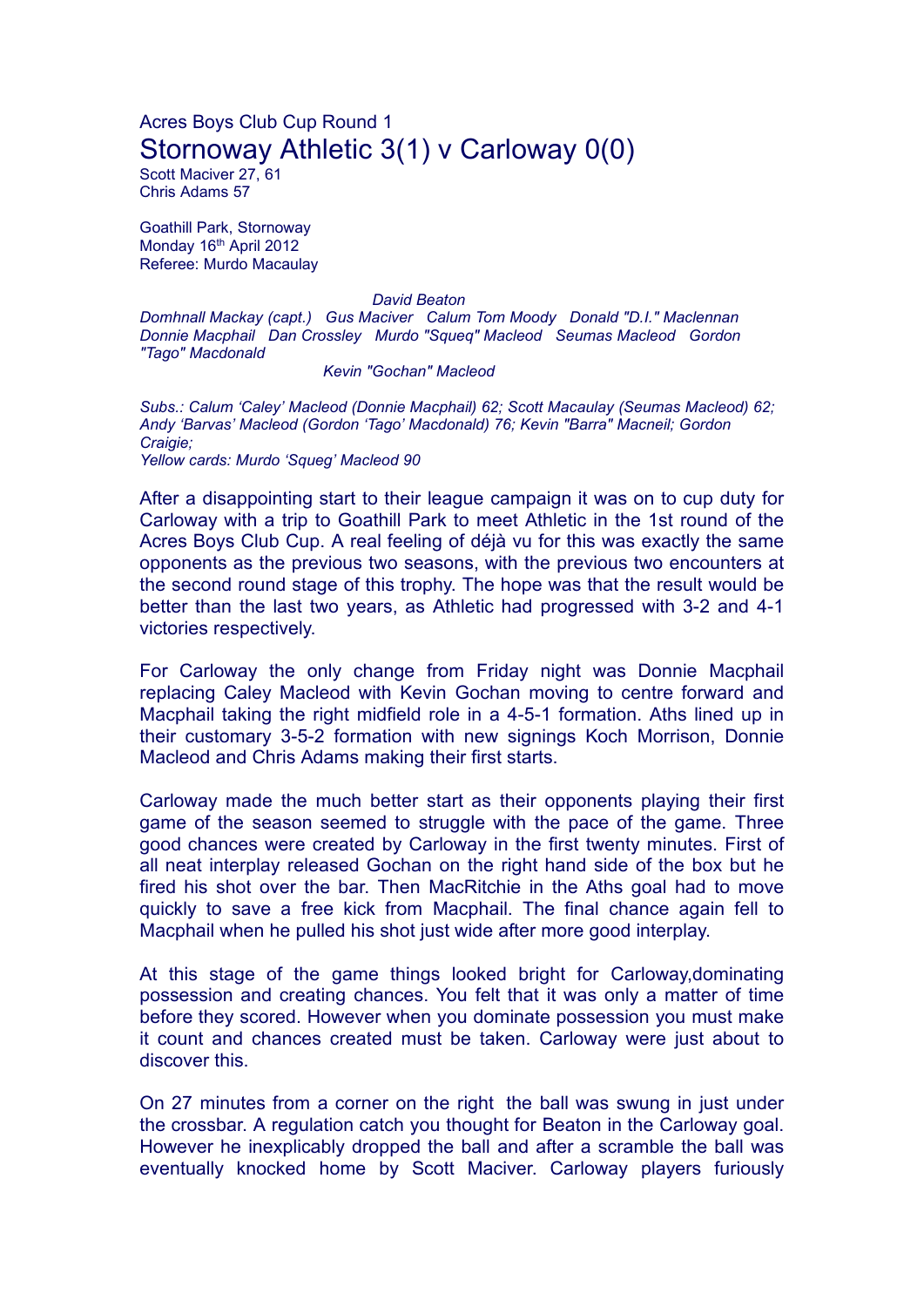Acres Boys Club Cup Round 1

# Stornoway Athletic 3(1) v Carloway 0(0)

Scott Maciver 27, 61
Chris Adams 57

Goathill Park, Stornoway
Monday 16th April 2012
Referee: Murdo Macaulay

*David Beaton*
*Domhnall Mackay (capt.) Gus Maciver Calum Tom Moody Donald "D.I." Maclennan*
*Donnie Macphail Dan Crossley Murdo "Squeq" Macleod Seumas Macleod Gordon "Tago" Macdonald*
*Kevin "Gochan" Macleod*

*Subs.: Calum 'Caley' Macleod (Donnie Macphail) 62; Scott Macaulay (Seumas Macleod) 62; Andy 'Barvas' Macleod (Gordon 'Tago' Macdonald) 76; Kevin "Barra" Macneil; Gordon Craigie;*
*Yellow cards: Murdo 'Squeg' Macleod 90*

After a disappointing start to their league campaign it was on to cup duty for Carloway with a trip to Goathill Park to meet Athletic in the 1st round of the Acres Boys Club Cup. A real feeling of déjà vu for this was exactly the same opponents as the previous two seasons, with the previous two encounters at the second round stage of this trophy. The hope was that the result would be better than the last two years, as Athletic had progressed with 3-2 and 4-1 victories respectively.

For Carloway the only change from Friday night was Donnie Macphail replacing Caley Macleod with Kevin Gochan moving to centre forward and Macphail taking the right midfield role in a 4-5-1 formation. Aths lined up in their customary 3-5-2 formation with new signings Koch Morrison, Donnie Macleod and Chris Adams making their first starts.

Carloway made the much better start as their opponents playing their first game of the season seemed to struggle with the pace of the game. Three good chances were created by Carloway in the first twenty minutes. First of all neat interplay released Gochan on the right hand side of the box but he fired his shot over the bar. Then MacRitchie in the Aths goal had to move quickly to save a free kick from Macphail. The final chance again fell to Macphail when he pulled his shot just wide after more good interplay.

At this stage of the game things looked bright for Carloway,dominating possession and creating chances. You felt that it was only a matter of time before they scored. However when you dominate possession you must make it count and chances created must be taken. Carloway were just about to discover this.

On 27 minutes from a corner on the right the ball was swung in just under the crossbar. A regulation catch you thought for Beaton in the Carloway goal. However he inexplicably dropped the ball and after a scramble the ball was eventually knocked home by Scott Maciver. Carloway players furiously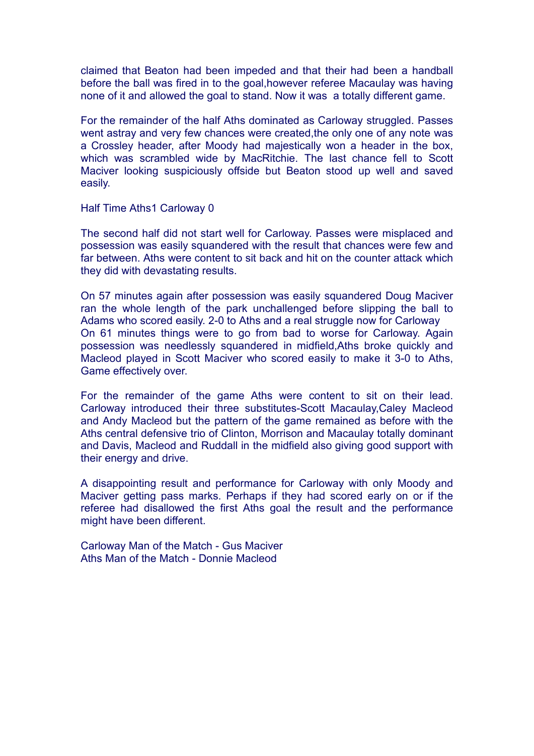claimed that Beaton had been impeded and that their had been a handball before the ball was fired in to the goal,however referee Macaulay was having none of it and allowed the goal to stand. Now it was a totally different game.

For the remainder of the half Aths dominated as Carloway struggled. Passes went astray and very few chances were created,the only one of any note was a Crossley header, after Moody had majestically won a header in the box, which was scrambled wide by MacRitchie. The last chance fell to Scott Maciver looking suspiciously offside but Beaton stood up well and saved easily.

Half Time Aths1 Carloway 0

The second half did not start well for Carloway. Passes were misplaced and possession was easily squandered with the result that chances were few and far between. Aths were content to sit back and hit on the counter attack which they did with devastating results.

On 57 minutes again after possession was easily squandered Doug Maciver ran the whole length of the park unchallenged before slipping the ball to Adams who scored easily. 2-0 to Aths and a real struggle now for Carloway
On 61 minutes things were to go from bad to worse for Carloway. Again possession was needlessly squandered in midfield,Aths broke quickly and Macleod played in Scott Maciver who scored easily to make it 3-0 to Aths, Game effectively over.

For the remainder of the game Aths were content to sit on their lead. Carloway introduced their three substitutes-Scott Macaulay,Caley Macleod and Andy Macleod but the pattern of the game remained as before with the Aths central defensive trio of Clinton, Morrison and Macaulay totally dominant and Davis, Macleod and Ruddall in the midfield also giving good support with their energy and drive.

A disappointing result and performance for Carloway with only Moody and Maciver getting pass marks. Perhaps if they had scored early on or if the referee had disallowed the first Aths goal the result and the performance might have been different.

Carloway Man of the Match - Gus Maciver
Aths Man of the Match - Donnie Macleod